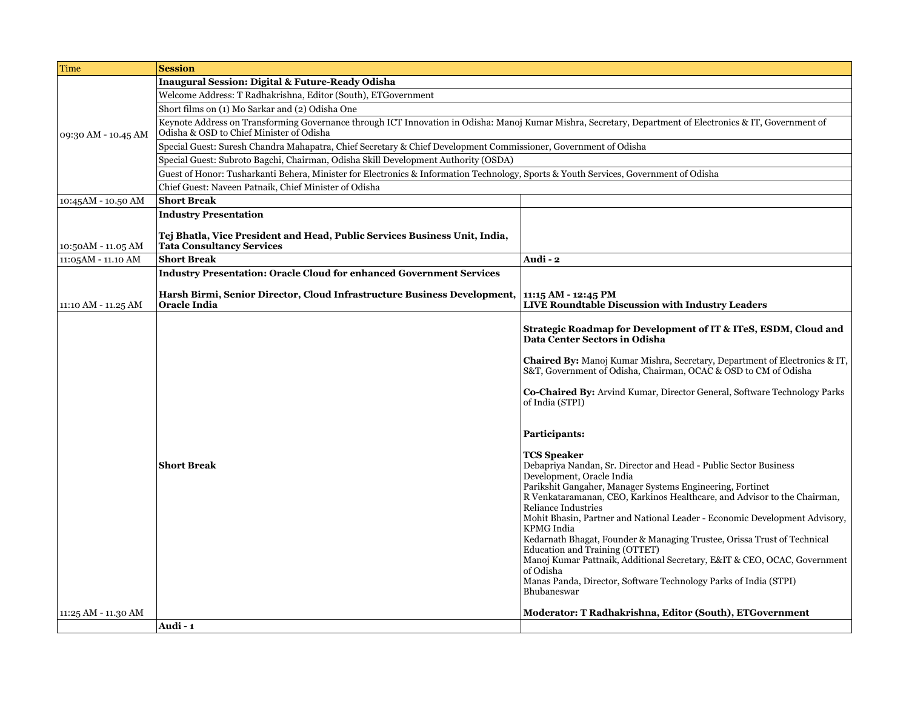| Time | Session | |
|---|---|---|
| 09:30 AM - 10.45 AM | **Inaugural Session: Digital & Future-Ready Odisha** | |
| | Welcome Address: T Radhakrishna, Editor (South), ETGovernment | |
| | Short films on (1) Mo Sarkar and (2) Odisha One | |
| | Keynote Address on Transforming Governance through ICT Innovation in Odisha: Manoj Kumar Mishra, Secretary, Department of Electronics & IT, Government of Odisha & OSD to Chief Minister of Odisha | |
| | Special Guest: Suresh Chandra Mahapatra, Chief Secretary & Chief Development Commissioner, Government of Odisha | |
| | Special Guest: Subroto Bagchi, Chairman, Odisha Skill Development Authority (OSDA) | |
| | Guest of Honor: Tusharkanti Behera, Minister for Electronics & Information Technology, Sports & Youth Services, Government of Odisha | |
| | Chief Guest: Naveen Patnaik, Chief Minister of Odisha | |
| 10:45AM - 10.50 AM | **Short Break** | |
| 10:50AM - 11.05 AM | **Industry Presentation**<br><br>**Tej Bhatla, Vice President and Head, Public Services Business Unit, India, Tata Consultancy Services** | |
| 11:05AM - 11.10 AM | **Short Break** | **Audi - 2** |
| 11:10 AM - 11.25 AM | **Industry Presentation: Oracle Cloud for enhanced Government Services**<br><br>**Harsh Birmi, Senior Director, Cloud Infrastructure Business Development, Oracle India** | **11:15 AM - 12:45 PM**<br>**LIVE Roundtable Discussion with Industry Leaders** |
| 11:25 AM - 11.30 AM | **Short Break** | **Strategic Roadmap for Development of IT & ITeS, ESDM, Cloud and Data Center Sectors in Odisha**<br><br>**Chaired By:** Manoj Kumar Mishra, Secretary, Department of Electronics & IT, S&T, Government of Odisha, Chairman, OCAC & OSD to CM of Odisha<br><br>**Co-Chaired By:** Arvind Kumar, Director General, Software Technology Parks of India (STPI)<br><br>**Participants:**<br><br>**TCS Speaker**<br>Debapriya Nandan, Sr. Director and Head - Public Sector Business Development, Oracle India<br>Parikshit Gangaher, Manager Systems Engineering, Fortinet<br>R Venkataramanan, CEO, Karkinos Healthcare, and Advisor to the Chairman, Reliance Industries<br>Mohit Bhasin, Partner and National Leader - Economic Development Advisory, KPMG India<br>Kedarnath Bhagat, Founder & Managing Trustee, Orissa Trust of Technical Education and Training (OTTET)<br>Manoj Kumar Pattnaik, Additional Secretary, E&IT & CEO, OCAC, Government of Odisha<br>Manas Panda, Director, Software Technology Parks of India (STPI) Bhubaneswar<br><br>**Moderator: T Radhakrishna, Editor (South), ETGovernment** |
| | **Audi - 1** | |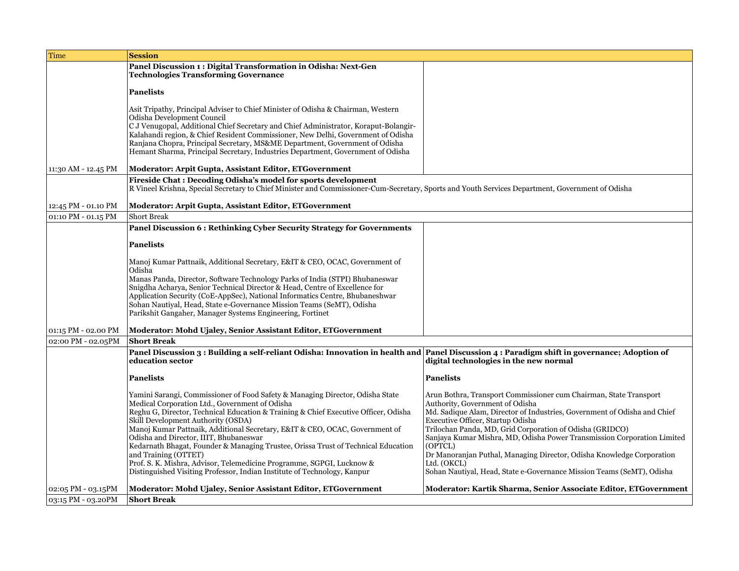| Time | Session | |
|---|---|---|
| 11:30 AM - 12.45 PM | **Panel Discussion 1 : Digital Transformation in Odisha: Next-Gen Technologies Transforming Governance**<br><br>**Panelists**<br><br>Asit Tripathy, Principal Adviser to Chief Minister of Odisha & Chairman, Western Odisha Development Council<br>C J Venugopal, Additional Chief Secretary and Chief Administrator, Koraput-Bolangir-Kalahandi region, & Chief Resident Commissioner, New Delhi, Government of Odisha<br>Ranjana Chopra, Principal Secretary, MS&ME Department, Government of Odisha<br>Hemant Sharma, Principal Secretary, Industries Department, Government of Odisha<br><br>**Moderator: Arpit Gupta, Assistant Editor, ETGovernment** | |
| 12:45 PM - 01.10 PM | **Fireside Chat : Decoding Odisha's model for sports development**<br>R Vineel Krishna, Special Secretary to Chief Minister and Commissioner-Cum-Secretary, Sports and Youth Services Department, Government of Odisha<br><br>**Moderator: Arpit Gupta, Assistant Editor, ETGovernment** | |
| 01:10 PM - 01.15 PM | Short Break | |
| 01:15 PM - 02.00 PM | **Panel Discussion 6 : Rethinking Cyber Security Strategy for Governments**<br><br>**Panelists**<br><br>Manoj Kumar Pattnaik, Additional Secretary, E&IT & CEO, OCAC, Government of Odisha<br>Manas Panda, Director, Software Technology Parks of India (STPI) Bhubaneswar<br>Snigdha Acharya, Senior Technical Director & Head, Centre of Excellence for Application Security (CoE-AppSec), National Informatics Centre, Bhubaneshwar<br>Sohan Nautiyal, Head, State e-Governance Mission Teams (SeMT), Odisha<br>Parikshit Gangaher, Manager Systems Engineering, Fortinet<br><br>**Moderator: Mohd Ujaley, Senior Assistant Editor, ETGovernment** | |
| 02:00 PM - 02.05PM | **Short Break** | |
| 02:05 PM - 03.15PM | **Panel Discussion 3 : Building a self-reliant Odisha: Innovation in health and education sector**<br><br>**Panelists**<br><br>Yamini Sarangi, Commissioner of Food Safety & Managing Director, Odisha State Medical Corporation Ltd., Government of Odisha<br>Reghu G, Director, Technical Education & Training & Chief Executive Officer, Odisha Skill Development Authority (OSDA)<br>Manoj Kumar Pattnaik, Additional Secretary, E&IT & CEO, OCAC, Government of Odisha and Director, IIIT, Bhubaneswar<br>Kedarnath Bhagat, Founder & Managing Trustee, Orissa Trust of Technical Education and Training (OTTET)<br>Prof. S. K. Mishra, Advisor, Telemedicine Programme, SGPGI, Lucknow & Distinguished Visiting Professor, Indian Institute of Technology, Kanpur<br><br>**Moderator: Mohd Ujaley, Senior Assistant Editor, ETGovernment** | **Panel Discussion 4 : Paradigm shift in governance; Adoption of digital technologies in the new normal**<br><br>**Panelists**<br><br>Arun Bothra, Transport Commissioner cum Chairman, State Transport Authority, Government of Odisha<br>Md. Sadique Alam, Director of Industries, Government of Odisha and Chief Executive Officer, Startup Odisha<br>Trilochan Panda, MD, Grid Corporation of Odisha (GRIDCO)<br>Sanjaya Kumar Mishra, MD, Odisha Power Transmission Corporation Limited (OPTCL)<br>Dr Manoranjan Puthal, Managing Director, Odisha Knowledge Corporation Ltd. (OKCL)<br>Sohan Nautiyal, Head, State e-Governance Mission Teams (SeMT), Odisha<br><br>**Moderator: Kartik Sharma, Senior Associate Editor, ETGovernment** |
| 03:15 PM - 03.20PM | **Short Break** | |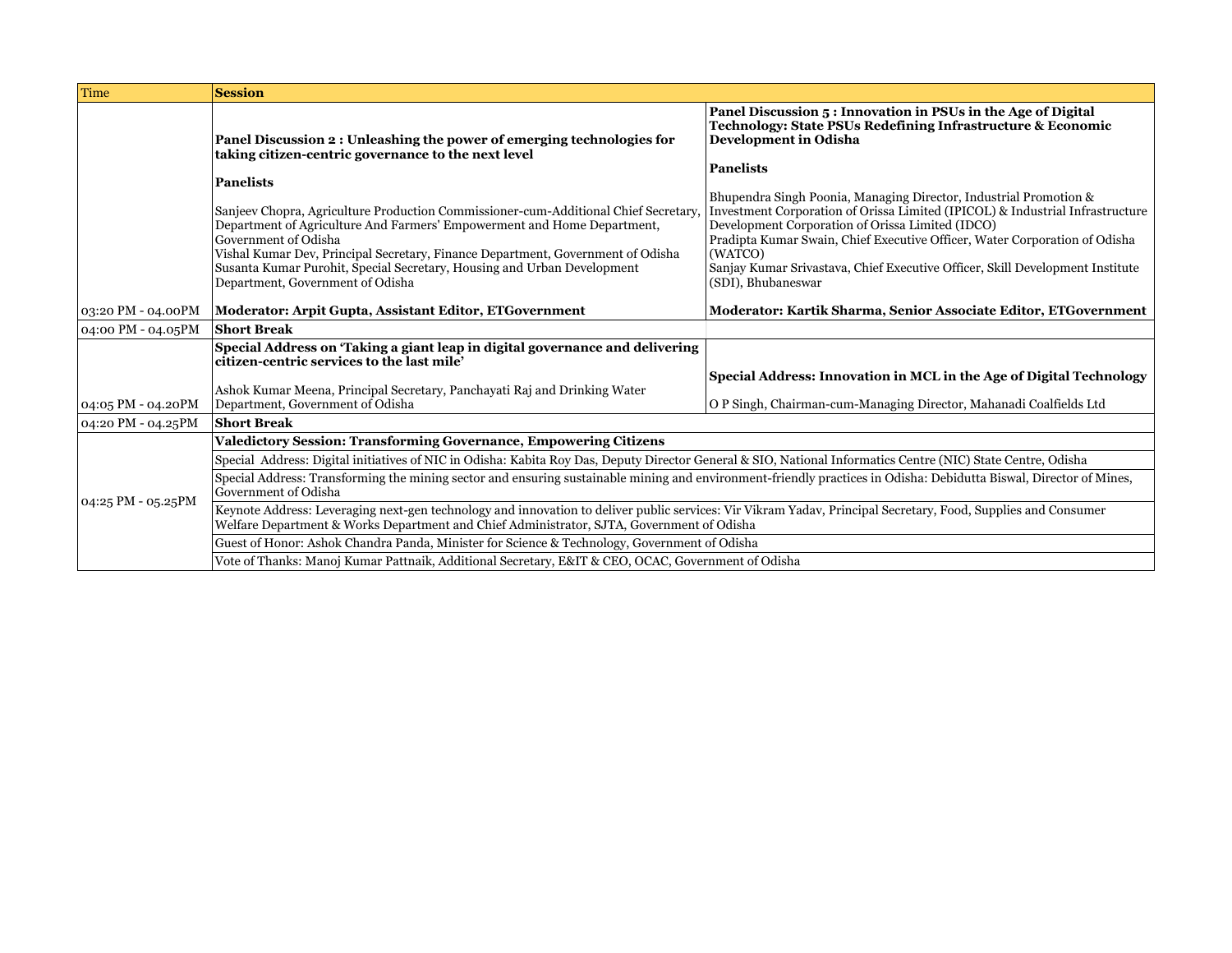| Time | Session | |
|---|---|---|
| 03:20 PM - 04.00PM | **Panel Discussion 2 : Unleashing the power of emerging technologies for taking citizen-centric governance to the next level**<br><br>**Panelists**<br><br>Sanjeev Chopra, Agriculture Production Commissioner-cum-Additional Chief Secretary, Department of Agriculture And Farmers' Empowerment and Home Department, Government of Odisha<br>Vishal Kumar Dev, Principal Secretary, Finance Department, Government of Odisha<br>Susanta Kumar Purohit, Special Secretary, Housing and Urban Development Department, Government of Odisha<br><br>**Moderator: Arpit Gupta, Assistant Editor, ETGovernment** | **Panel Discussion 5 : Innovation in PSUs in the Age of Digital Technology: State PSUs Redefining Infrastructure & Economic Development in Odisha**<br><br>**Panelists**<br><br>Bhupendra Singh Poonia, Managing Director, Industrial Promotion & Investment Corporation of Orissa Limited (IPICOL) & Industrial Infrastructure Development Corporation of Orissa Limited (IDCO)<br>Pradipta Kumar Swain, Chief Executive Officer, Water Corporation of Odisha (WATCO)<br>Sanjay Kumar Srivastava, Chief Executive Officer, Skill Development Institute (SDI), Bhubaneswar<br><br>**Moderator: Kartik Sharma, Senior Associate Editor, ETGovernment** |
| 04:00 PM - 04.05PM | **Short Break** | |
| 04:05 PM - 04.20PM | **Special Address on 'Taking a giant leap in digital governance and delivering citizen-centric services to the last mile'**<br><br>Ashok Kumar Meena, Principal Secretary, Panchayati Raj and Drinking Water Department, Government of Odisha | **Special Address: Innovation in MCL in the Age of Digital Technology**<br><br>O P Singh, Chairman-cum-Managing Director, Mahanadi Coalfields Ltd |
| 04:20 PM - 04.25PM | **Short Break** | |
| 04:25 PM - 05.25PM | **Valedictory Session: Transforming Governance, Empowering Citizens** | |
| | Special Address: Digital initiatives of NIC in Odisha: Kabita Roy Das, Deputy Director General & SIO, National Informatics Centre (NIC) State Centre, Odisha | |
| | Special Address: Transforming the mining sector and ensuring sustainable mining and environment-friendly practices in Odisha: Debidutta Biswal, Director of Mines, Government of Odisha | |
| | Keynote Address: Leveraging next-gen technology and innovation to deliver public services: Vir Vikram Yadav, Principal Secretary, Food, Supplies and Consumer Welfare Department & Works Department and Chief Administrator, SJTA, Government of Odisha | |
| | Guest of Honor: Ashok Chandra Panda, Minister for Science & Technology, Government of Odisha | |
| | Vote of Thanks: Manoj Kumar Pattnaik, Additional Secretary, E&IT & CEO, OCAC, Government of Odisha | |